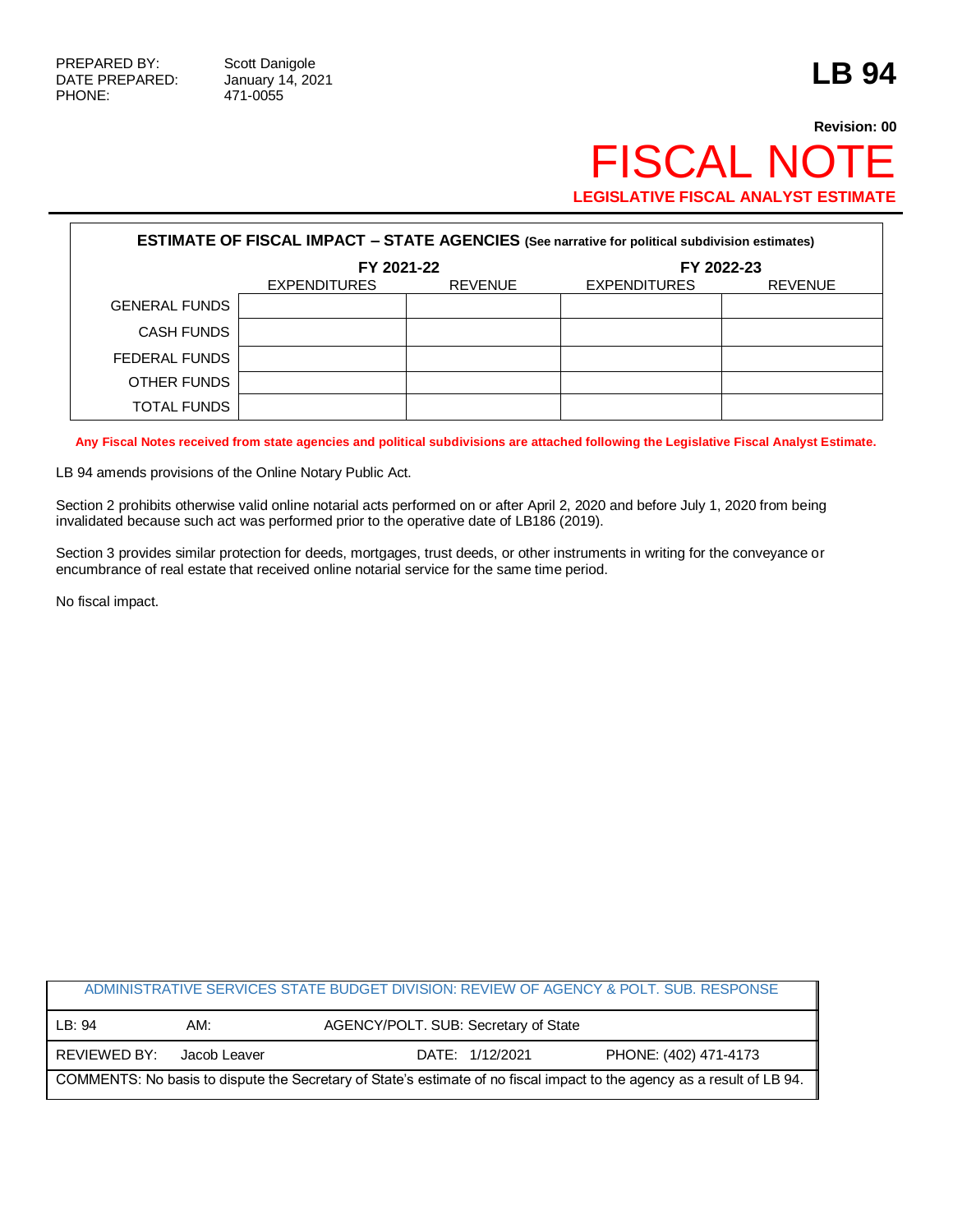PREPARED BY: Scott Danigole
DATE PREPARED: January 14, 2021
PHONE: 471-0055

# LB 94

**Revision: 00**

# FISCAL NOTE

**LEGISLATIVE FISCAL ANALYST ESTIMATE**

| ESTIMATE OF FISCAL IMPACT – STATE AGENCIES (See narrative for political subdivision estimates) | | | | |
|---|---|---|---|---|
| | FY 2021-22 | | FY 2022-23 | |
| | EXPENDITURES | REVENUE | EXPENDITURES | REVENUE |
| GENERAL FUNDS | | | | |
| CASH FUNDS | | | | |
| FEDERAL FUNDS | | | | |
| OTHER FUNDS | | | | |
| TOTAL FUNDS | | | | |

**Any Fiscal Notes received from state agencies and political subdivisions are attached following the Legislative Fiscal Analyst Estimate.**

LB 94 amends provisions of the Online Notary Public Act.

Section 2 prohibits otherwise valid online notarial acts performed on or after April 2, 2020 and before July 1, 2020 from being invalidated because such act was performed prior to the operative date of LB186 (2019).

Section 3 provides similar protection for deeds, mortgages, trust deeds, or other instruments in writing for the conveyance or encumbrance of real estate that received online notarial service for the same time period.

No fiscal impact.

| ADMINISTRATIVE SERVICES STATE BUDGET DIVISION: REVIEW OF AGENCY & POLT. SUB. RESPONSE | | | |
|---|---|---|---|
| LB: 94 | AM: | AGENCY/POLT. SUB: Secretary of State | |
| REVIEWED BY: Jacob Leaver | | DATE: 1/12/2021 | PHONE: (402) 471-4173 |
| COMMENTS: No basis to dispute the Secretary of State's estimate of no fiscal impact to the agency as a result of LB 94. | | | |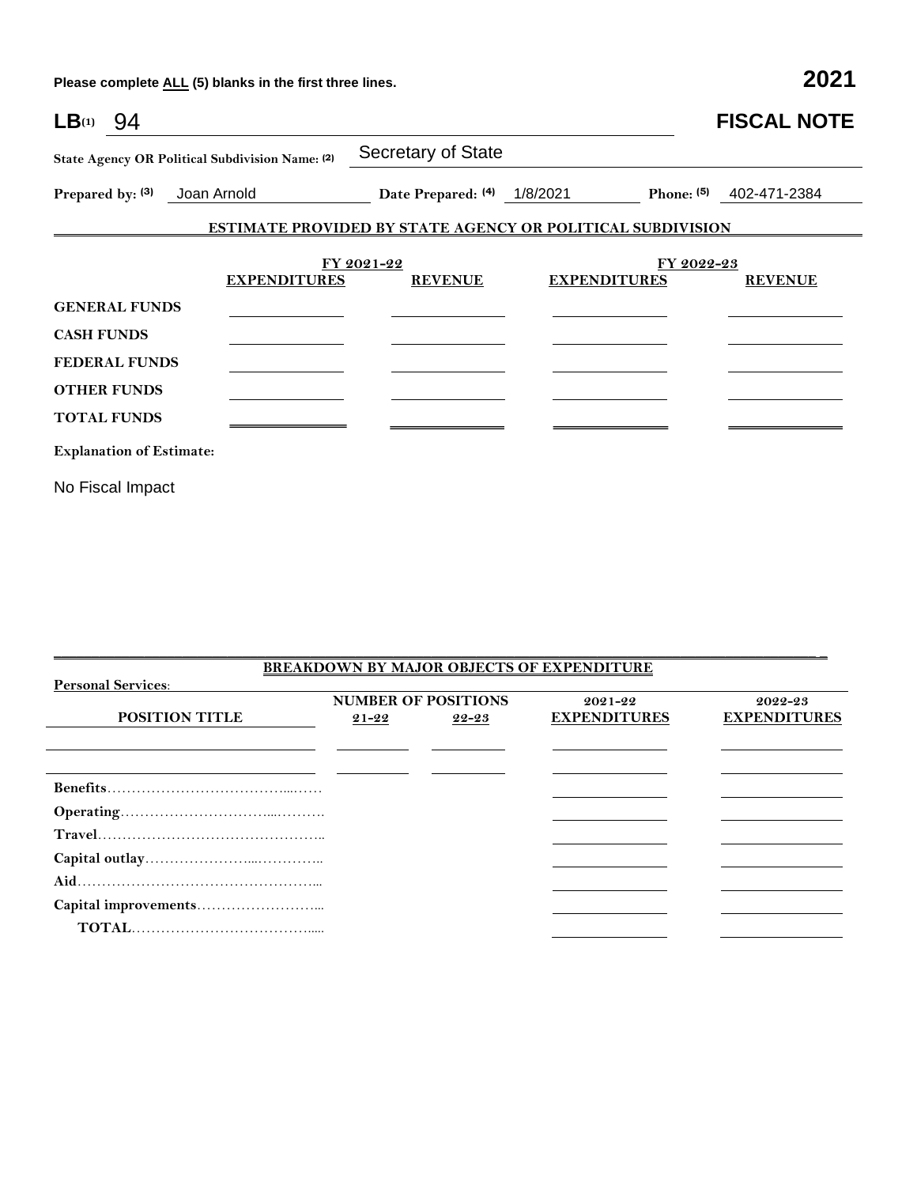Please complete ALL (5) blanks in the first three lines.

**2021**

**LB**(1) 94

## FISCAL NOTE

**State Agency OR Political Subdivision Name:** (2) Secretary of State

**Prepared by:** (3) Joan Arnold **Date Prepared:** (4) 1/8/2021 **Phone:** (5) 402-471-2384

### ESTIMATE PROVIDED BY STATE AGENCY OR POLITICAL SUBDIVISION

| | FY 2021-22 | | FY 2022-23 | |
|---|---|---|---|---|
| | **EXPENDITURES** | **REVENUE** | **EXPENDITURES** | **REVENUE** |
| **GENERAL FUNDS** | | | | |
| **CASH FUNDS** | | | | |
| **FEDERAL FUNDS** | | | | |
| **OTHER FUNDS** | | | | |
| **TOTAL FUNDS** | | | | |

**Explanation of Estimate:**

No Fiscal Impact

### BREAKDOWN BY MAJOR OBJECTS OF EXPENDITURE

**Personal Services:**

| | NUMBER OF POSITIONS | | 2021-22 | 2022-23 |
|---|---|---|---|---|
| **POSITION TITLE** | 21-22 | 22-23 | **EXPENDITURES** | **EXPENDITURES** |
| | | | | |
| | | | | |
| **Benefits**…………………………………...…… | | | | |
| **Operating**…………………………...………. | | | | |
| **Travel**……………………………………….. | | | | |
| **Capital outlay**…………………...………….. | | | | |
| **Aid**…………………………………………... | | | | |
| **Capital improvements**……………………... | | | | |
| **TOTAL**………………………………..... | | | | |